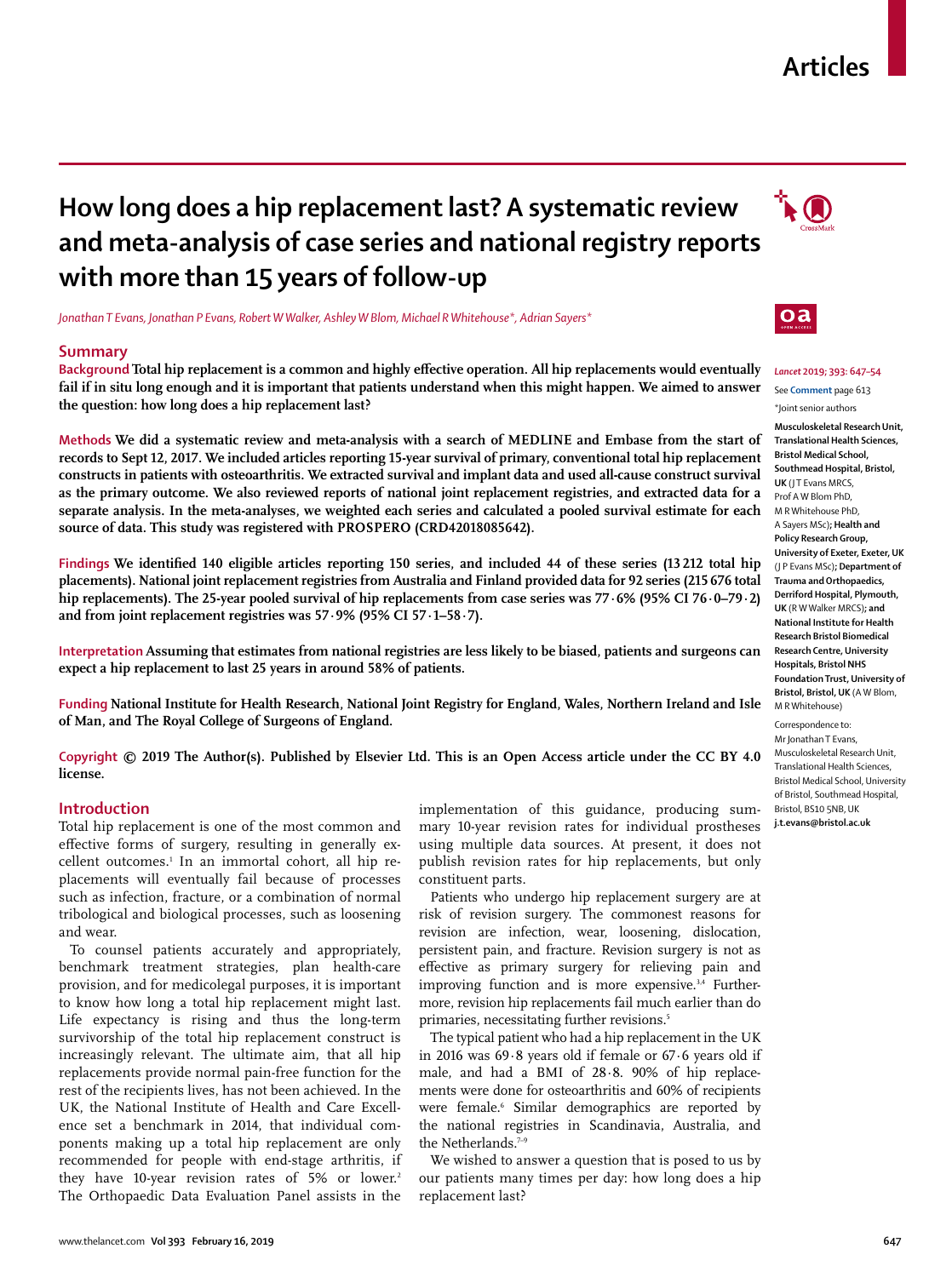# How long does a hip replacement last? A systematic review and meta-analysis of case series and national registry reports with more than 15 years of follow-up

*Jonathan T Evans, Jonathan P Evans, Robert W Walker, Ashley W Blom, Michael R Whitehouse\*, Adrian Sayers\**

## Summary

**Background** **Total hip replacement is a common and highly effective operation. All hip replacements would eventually fail if in situ long enough and it is important that patients understand when this might happen. We aimed to answer the question: how long does a hip replacement last?**

**Methods** **We did a systematic review and meta-analysis with a search of MEDLINE and Embase from the start of records to Sept 12, 2017. We included articles reporting 15-year survival of primary, conventional total hip replacement constructs in patients with osteoarthritis. We extracted survival and implant data and used all-cause construct survival as the primary outcome. We also reviewed reports of national joint replacement registries, and extracted data for a separate analysis. In the meta-analyses, we weighted each series and calculated a pooled survival estimate for each source of data. This study was registered with PROSPERO (CRD42018085642).**

**Findings** **We identified 140 eligible articles reporting 150 series, and included 44 of these series (13 212 total hip placements). National joint replacement registries from Australia and Finland provided data for 92 series (215 676 total hip replacements). The 25-year pooled survival of hip replacements from case series was 77·6% (95% CI 76·0–79·2) and from joint replacement registries was 57·9% (95% CI 57·1–58·7).**

**Interpretation** **Assuming that estimates from national registries are less likely to be biased, patients and surgeons can expect a hip replacement to last 25 years in around 58% of patients.**

**Funding** **National Institute for Health Research, National Joint Registry for England, Wales, Northern Ireland and Isle of Man, and The Royal College of Surgeons of England.**

**Copyright** **© 2019 The Author(s). Published by Elsevier Ltd. This is an Open Access article under the CC BY 4.0 license.**

*Lancet* 2019; 393: 647–54

See **Comment** page 613

\*Joint senior authors

**Musculoskeletal Research Unit, Translational Health Sciences, Bristol Medical School, Southmead Hospital, Bristol, UK** (J T Evans MRCS, Prof A W Blom PhD, M R Whitehouse PhD, A Sayers MSc)**; Health and Policy Research Group, University of Exeter, Exeter, UK** (J P Evans MSc)**; Department of Trauma and Orthopaedics, Derriford Hospital, Plymouth, UK** (R W Walker MRCS)**; and National Institute for Health Research Bristol Biomedical Research Centre, University Hospitals, Bristol NHS Foundation Trust, University of Bristol, Bristol, UK** (A W Blom, M R Whitehouse)

Correspondence to: Mr Jonathan T Evans, Musculoskeletal Research Unit, Translational Health Sciences, Bristol Medical School, University of Bristol, Southmead Hospital, Bristol, BS10 5NB, UK **j.t.evans@bristol.ac.uk**

## Introduction

Total hip replacement is one of the most common and effective forms of surgery, resulting in generally excellent outcomes.[1] In an immortal cohort, all hip replacements will eventually fail because of processes such as infection, fracture, or a combination of normal tribological and biological processes, such as loosening and wear.

To counsel patients accurately and appropriately, benchmark treatment strategies, plan health-care provision, and for medicolegal purposes, it is important to know how long a total hip replacement might last. Life expectancy is rising and thus the long-term survivorship of the total hip replacement construct is increasingly relevant. The ultimate aim, that all hip replacements provide normal pain-free function for the rest of the recipients lives, has not been achieved. In the UK, the National Institute of Health and Care Excellence set a benchmark in 2014, that individual components making up a total hip replacement are only recommended for people with end-stage arthritis, if they have 10-year revision rates of 5% or lower.[2] The Orthopaedic Data Evaluation Panel assists in the implementation of this guidance, producing summary 10-year revision rates for individual prostheses using multiple data sources. At present, it does not publish revision rates for hip replacements, but only constituent parts.

Patients who undergo hip replacement surgery are at risk of revision surgery. The commonest reasons for revision are infection, wear, loosening, dislocation, persistent pain, and fracture. Revision surgery is not as effective as primary surgery for relieving pain and improving function and is more expensive.[3,4] Furthermore, revision hip replacements fail much earlier than do primaries, necessitating further revisions.[5]

The typical patient who had a hip replacement in the UK in 2016 was 69·8 years old if female or 67·6 years old if male, and had a BMI of 28·8. 90% of hip replacements were done for osteoarthritis and 60% of recipients were female.[6] Similar demographics are reported by the national registries in Scandinavia, Australia, and the Netherlands.[7–9]

We wished to answer a question that is posed to us by our patients many times per day: how long does a hip replacement last?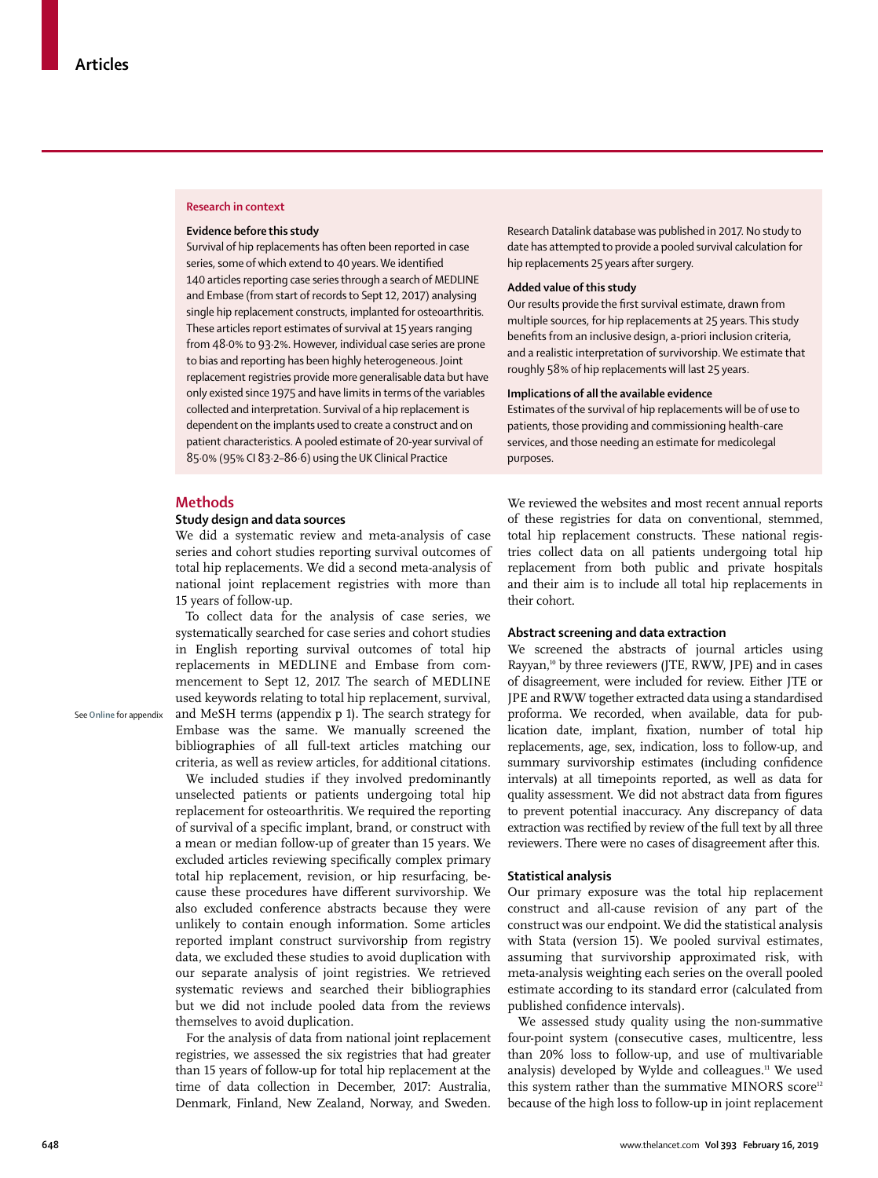## Research in context

**Evidence before this study**

Survival of hip replacements has often been reported in case series, some of which extend to 40 years. We identified 140 articles reporting case series through a search of MEDLINE and Embase (from start of records to Sept 12, 2017) analysing single hip replacement constructs, implanted for osteoarthritis. These articles report estimates of survival at 15 years ranging from 48·0% to 93·2%. However, individual case series are prone to bias and reporting has been highly heterogeneous. Joint replacement registries provide more generalisable data but have only existed since 1975 and have limits in terms of the variables collected and interpretation. Survival of a hip replacement is dependent on the implants used to create a construct and on patient characteristics. A pooled estimate of 20-year survival of 85·0% (95% CI 83·2–86·6) using the UK Clinical Practice Research Datalink database was published in 2017. No study to date has attempted to provide a pooled survival calculation for hip replacements 25 years after surgery.

**Added value of this study**

Our results provide the first survival estimate, drawn from multiple sources, for hip replacements at 25 years. This study benefits from an inclusive design, a-priori inclusion criteria, and a realistic interpretation of survivorship. We estimate that roughly 58% of hip replacements will last 25 years.

**Implications of all the available evidence**

Estimates of the survival of hip replacements will be of use to patients, those providing and commissioning health-care services, and those needing an estimate for medicolegal purposes.

## Methods

### Study design and data sources

We did a systematic review and meta-analysis of case series and cohort studies reporting survival outcomes of total hip replacements. We did a second meta-analysis of national joint replacement registries with more than 15 years of follow-up.

To collect data for the analysis of case series, we systematically searched for case series and cohort studies in English reporting survival outcomes of total hip replacements in MEDLINE and Embase from commencement to Sept 12, 2017. The search of MEDLINE used keywords relating to total hip replacement, survival, and MeSH terms (appendix p 1). The search strategy for Embase was the same. We manually screened the bibliographies of all full-text articles matching our criteria, as well as review articles, for additional citations.

See Online for appendix

We included studies if they involved predominantly unselected patients or patients undergoing total hip replacement for osteoarthritis. We required the reporting of survival of a specific implant, brand, or construct with a mean or median follow-up of greater than 15 years. We excluded articles reviewing specifically complex primary total hip replacement, revision, or hip resurfacing, because these procedures have different survivorship. We also excluded conference abstracts because they were unlikely to contain enough information. Some articles reported implant construct survivorship from registry data, we excluded these studies to avoid duplication with our separate analysis of joint registries. We retrieved systematic reviews and searched their bibliographies but we did not include pooled data from the reviews themselves to avoid duplication.

For the analysis of data from national joint replacement registries, we assessed the six registries that had greater than 15 years of follow-up for total hip replacement at the time of data collection in December, 2017: Australia, Denmark, Finland, New Zealand, Norway, and Sweden. We reviewed the websites and most recent annual reports of these registries for data on conventional, stemmed, total hip replacement constructs. These national registries collect data on all patients undergoing total hip replacement from both public and private hospitals and their aim is to include all total hip replacements in their cohort.

### Abstract screening and data extraction

We screened the abstracts of journal articles using Rayyan,[10] by three reviewers (JTE, RWW, JPE) and in cases of disagreement, were included for review. Either JTE or JPE and RWW together extracted data using a standardised proforma. We recorded, when available, data for publication date, implant, fixation, number of total hip replacements, age, sex, indication, loss to follow-up, and summary survivorship estimates (including confidence intervals) at all timepoints reported, as well as data for quality assessment. We did not abstract data from figures to prevent potential inaccuracy. Any discrepancy of data extraction was rectified by review of the full text by all three reviewers. There were no cases of disagreement after this.

### Statistical analysis

Our primary exposure was the total hip replacement construct and all-cause revision of any part of the construct was our endpoint. We did the statistical analysis with Stata (version 15). We pooled survival estimates, assuming that survivorship approximated risk, with meta-analysis weighting each series on the overall pooled estimate according to its standard error (calculated from published confidence intervals).

We assessed study quality using the non-summative four-point system (consecutive cases, multicentre, less than 20% loss to follow-up, and use of multivariable analysis) developed by Wylde and colleagues.[11] We used this system rather than the summative MINORS score[12] because of the high loss to follow-up in joint replacement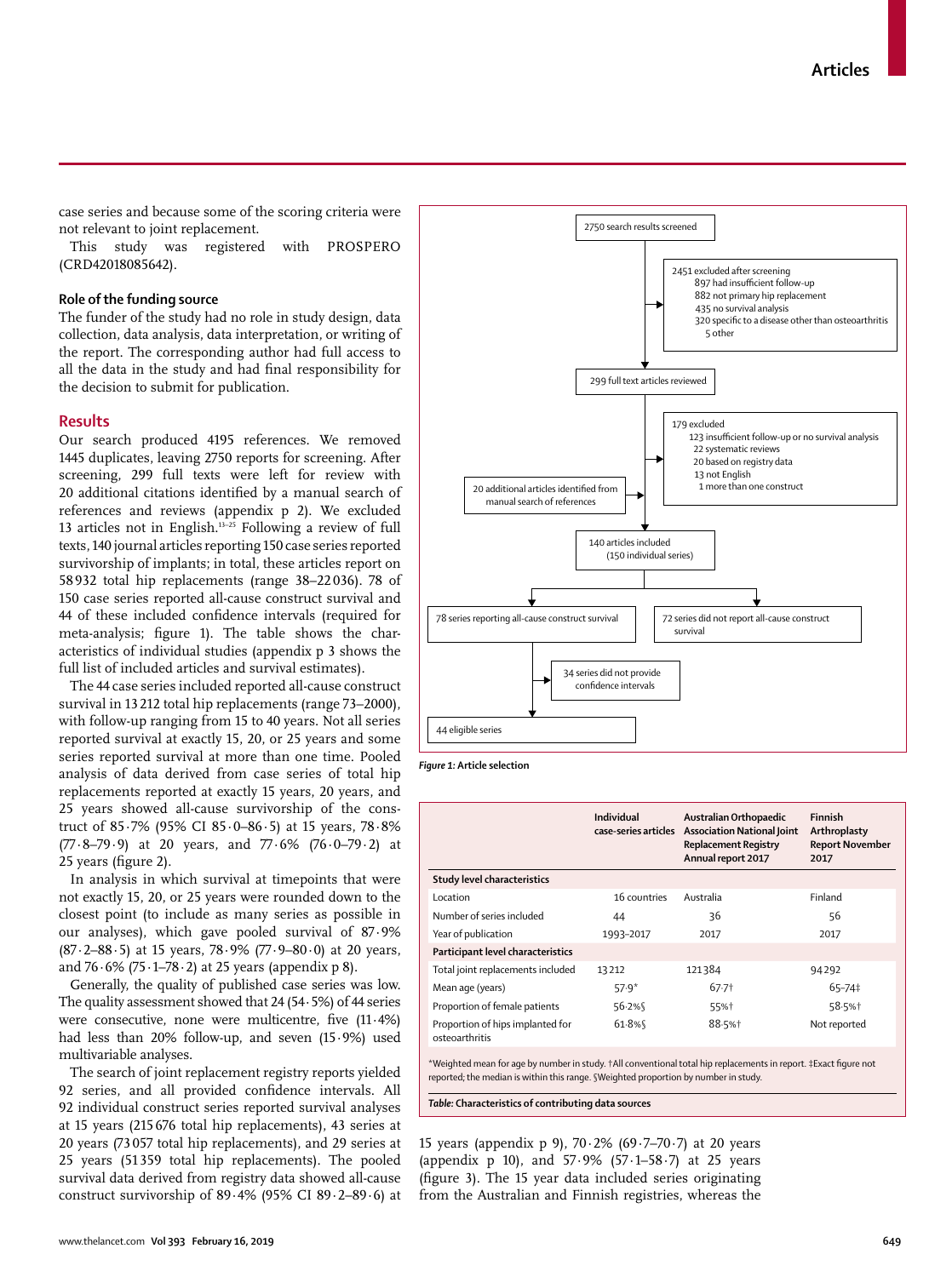case series and because some of the scoring criteria were not relevant to joint replacement.

This study was registered with PROSPERO (CRD42018085642).

### Role of the funding source

The funder of the study had no role in study design, data collection, data analysis, data interpretation, or writing of the report. The corresponding author had full access to all the data in the study and had final responsibility for the decision to submit for publication.

## Results

Our search produced 4195 references. We removed 1445 duplicates, leaving 2750 reports for screening. After screening, 299 full texts were left for review with 20 additional citations identified by a manual search of references and reviews (appendix p 2). We excluded 13 articles not in English.[13–25] Following a review of full texts, 140 journal articles reporting 150 case series reported survivorship of implants; in total, these articles report on 58 932 total hip replacements (range 38–22 036). 78 of 150 case series reported all-cause construct survival and 44 of these included confidence intervals (required for meta-analysis; figure 1). The table shows the characteristics of individual studies (appendix p 3 shows the full list of included articles and survival estimates).

The 44 case series included reported all-cause construct survival in 13 212 total hip replacements (range 73–2000), with follow-up ranging from 15 to 40 years. Not all series reported survival at exactly 15, 20, or 25 years and some series reported survival at more than one time. Pooled analysis of data derived from case series of total hip replacements reported at exactly 15 years, 20 years, and 25 years showed all-cause survivorship of the construct of 85·7% (95% CI 85·0–86·5) at 15 years, 78·8% (77·8–79·9) at 20 years, and 77·6% (76·0–79·2) at 25 years (figure 2).

In analysis in which survival at timepoints that were not exactly 15, 20, or 25 years were rounded down to the closest point (to include as many series as possible in our analyses), which gave pooled survival of 87·9% (87·2–88·5) at 15 years, 78·9% (77·9–80·0) at 20 years, and 76·6% (75·1–78·2) at 25 years (appendix p 8).

Generally, the quality of published case series was low. The quality assessment showed that 24 (54·5%) of 44 series were consecutive, none were multicentre, five (11·4%) had less than 20% follow-up, and seven (15·9%) used multivariable analyses.

The search of joint replacement registry reports yielded 92 series, and all provided confidence intervals. All 92 individual construct series reported survival analyses at 15 years (215 676 total hip replacements), 43 series at 20 years (73 057 total hip replacements), and 29 series at 25 years (51 359 total hip replacements). The pooled survival data derived from registry data showed all-cause construct survivorship of 89·4% (95% CI 89·2–89·6) at 15 years (appendix p 9), 70·2% (69·7–70·7) at 20 years (appendix p 10), and 57·9% (57·1–58·7) at 25 years (figure 3). The 15 year data included series originating from the Australian and Finnish registries, whereas the

2750 search results screened

2451 excluded after screening
- 897 had insufficient follow-up
- 882 not primary hip replacement
- 435 no survival analysis
- 320 specific to a disease other than osteoarthritis
- 5 other

299 full text articles reviewed

179 excluded
- 123 insufficient follow-up or no survival analysis
- 22 systematic reviews
- 20 based on registry data
- 13 not English
- 1 more than one construct

20 additional articles identified from manual search of references

140 articles included (150 individual series)

78 series reporting all-cause construct survival

72 series did not report all-cause construct survival

34 series did not provide confidence intervals

44 eligible series

*Figure 1:* **Article selection**

| | Individual case-series articles | Australian Orthopaedic Association National Joint Replacement Registry Annual report 2017 | Finnish Arthroplasty Report November 2017 |
|---|---|---|---|
| **Study level characteristics** | | | |
| Location | 16 countries | Australia | Finland |
| Number of series included | 44 | 36 | 56 |
| Year of publication | 1993–2017 | 2017 | 2017 |
| **Participant level characteristics** | | | |
| Total joint replacements included | 13 212 | 121 384 | 94 292 |
| Mean age (years) | 57·9* | 67·7† | 65–74‡ |
| Proportion of female patients | 56·2%§ | 55%† | 58·5%† |
| Proportion of hips implanted for osteoarthritis | 61·8%§ | 88·5%† | Not reported |

*Weighted mean for age by number in study. †All conventional total hip replacements in report. ‡Exact figure not reported; the median is within this range. §Weighted proportion by number in study.

*Table:* **Characteristics of contributing data sources**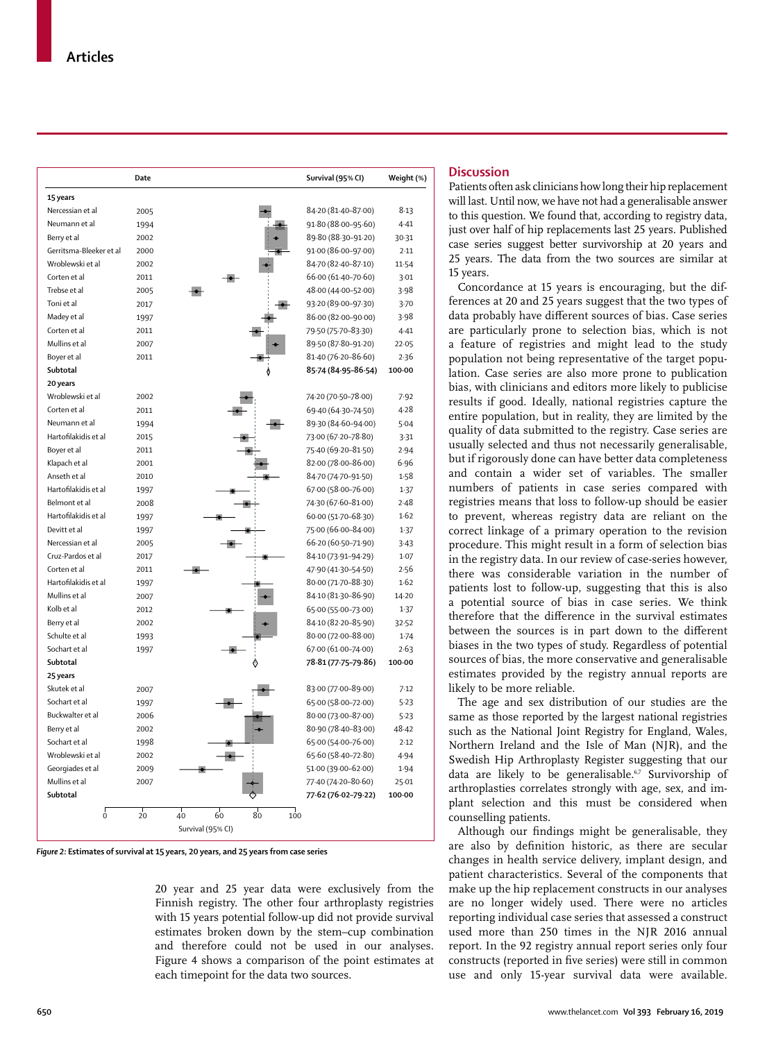| | Date | Survival (95% CI) | Weight (%) |
|---|---|---|---|
| **15 years** | | | |
| Nercessian et al | 2005 | 84·20 (81·40–87·00) | 8·13 |
| Neumann et al | 1994 | 91·80 (88·00–95·60) | 4·41 |
| Berry et al | 2002 | 89·80 (88·30–91·20) | 30·31 |
| Gerritsma-Bleeker et al | 2000 | 91·00 (86·00–97·00) | 2·11 |
| Wroblewski et al | 2002 | 84·70 (82·40–87·10) | 11·54 |
| Corten et al | 2011 | 66·00 (61·40–70·60) | 3·01 |
| Trebse et al | 2005 | 48·00 (44·00–52·00) | 3·98 |
| Toni et al | 2017 | 93·20 (89·00–97·30) | 3·70 |
| Madey et al | 1997 | 86·00 (82·00–90·00) | 3·98 |
| Corten et al | 2011 | 79·50 (75·70–83·30) | 4·41 |
| Mullins et al | 2007 | 89·50 (87·80–91·20) | 22·05 |
| Boyer et al | 2011 | 81·40 (76·20–86·60) | 2·36 |
| **Subtotal** | | **85·74 (84·95–86·54)** | **100·00** |
| **20 years** | | | |
| Wroblewski et al | 2002 | 74·20 (70·50–78·00) | 7·92 |
| Corten et al | 2011 | 69·40 (64·30–74·50) | 4·28 |
| Neumann et al | 1994 | 89·30 (84·60–94·00) | 5·04 |
| Hartofilakidis et al | 2015 | 73·00 (67·20–78·80) | 3·31 |
| Boyer et al | 2011 | 75·40 (69·20–81·50) | 2·94 |
| Klapach et al | 2001 | 82·00 (78·00–86·00) | 6·96 |
| Anseth et al | 2010 | 84·70 (74·70–91·50) | 1·58 |
| Hartofilakidis et al | 1997 | 67·00 (58·00–76·00) | 1·37 |
| Belmont et al | 2008 | 74·30 (67·60–81·00) | 2·48 |
| Hartofilakidis et al | 1997 | 60·00 (51·70–68·30) | 1·62 |
| Devitt et al | 1997 | 75·00 (66·00–84·00) | 1·37 |
| Nercessian et al | 2005 | 66·20 (60·50–71·90) | 3·43 |
| Cruz-Pardos et al | 2017 | 84·10 (73·91–94·29) | 1·07 |
| Corten et al | 2011 | 47·90 (41·30–54·50) | 2·56 |
| Hartofilakidis et al | 1997 | 80·00 (71·70–88·30) | 1·62 |
| Mullins et al | 2007 | 84·10 (81·30–86·90) | 14·20 |
| Kolb et al | 2012 | 65·00 (55·00–73·00) | 1·37 |
| Berry et al | 2002 | 84·10 (82·20–85·90) | 32·52 |
| Schulte et al | 1993 | 80·00 (72·00–88·00) | 1·74 |
| Sochart et al | 1997 | 67·00 (61·00–74·00) | 2·63 |
| **Subtotal** | | **78·81 (77·75–79·86)** | **100·00** |
| **25 years** | | | |
| Skutek et al | 2007 | 83·00 (77·00–89·00) | 7·12 |
| Sochart et al | 1997 | 65·00 (58·00–72·00) | 5·23 |
| Buckwalter et al | 2006 | 80·00 (73·00–87·00) | 5·23 |
| Berry et al | 2002 | 80·90 (78·40–83·00) | 48·42 |
| Sochart et al | 1998 | 65·00 (54·00–76·00) | 2·12 |
| Wroblewski et al | 2002 | 65·60 (58·40–72·80) | 4·94 |
| Georgiades et al | 2009 | 51·00 (39·00–62·00) | 1·94 |
| Mullins et al | 2007 | 77·40 (74·20–80·60) | 25·01 |
| **Subtotal** | | **77·62 (76·02–79·22)** | **100·00** |

***Figure 2:*** **Estimates of survival at 15 years, 20 years, and 25 years from case series**

20 year and 25 year data were exclusively from the Finnish registry. The other four arthroplasty registries with 15 years potential follow-up did not provide survival estimates broken down by the stem–cup combination and therefore could not be used in our analyses. Figure 4 shows a comparison of the point estimates at each timepoint for the data two sources.

## Discussion

Patients often ask clinicians how long their hip replacement will last. Until now, we have not had a generalisable answer to this question. We found that, according to registry data, just over half of hip replacements last 25 years. Published case series suggest better survivorship at 20 years and 25 years. The data from the two sources are similar at 15 years.

Concordance at 15 years is encouraging, but the differences at 20 and 25 years suggest that the two types of data probably have different sources of bias. Case series are particularly prone to selection bias, which is not a feature of registries and might lead to the study population not being representative of the target population. Case series are also more prone to publication bias, with clinicians and editors more likely to publicise results if good. Ideally, national registries capture the entire population, but in reality, they are limited by the quality of data submitted to the registry. Case series are usually selected and thus not necessarily generalisable, but if rigorously done can have better data completeness and contain a wider set of variables. The smaller numbers of patients in case series compared with registries means that loss to follow-up should be easier to prevent, whereas registry data are reliant on the correct linkage of a primary operation to the revision procedure. This might result in a form of selection bias in the registry data. In our review of case-series however, there was considerable variation in the number of patients lost to follow-up, suggesting that this is also a potential source of bias in case series. We think therefore that the difference in the survival estimates between the sources is in part down to the different biases in the two types of study. Regardless of potential sources of bias, the more conservative and generalisable estimates provided by the registry annual reports are likely to be more reliable.

The age and sex distribution of our studies are the same as those reported by the largest national registries such as the National Joint Registry for England, Wales, Northern Ireland and the Isle of Man (NJR), and the Swedish Hip Arthroplasty Register suggesting that our data are likely to be generalisable.[6,7] Survivorship of arthroplasties correlates strongly with age, sex, and implant selection and this must be considered when counselling patients.

Although our findings might be generalisable, they are also by definition historic, as there are secular changes in health service delivery, implant design, and patient characteristics. Several of the components that make up the hip replacement constructs in our analyses are no longer widely used. There were no articles reporting individual case series that assessed a construct used more than 250 times in the NJR 2016 annual report. In the 92 registry annual report series only four constructs (reported in five series) were still in common use and only 15-year survival data were available.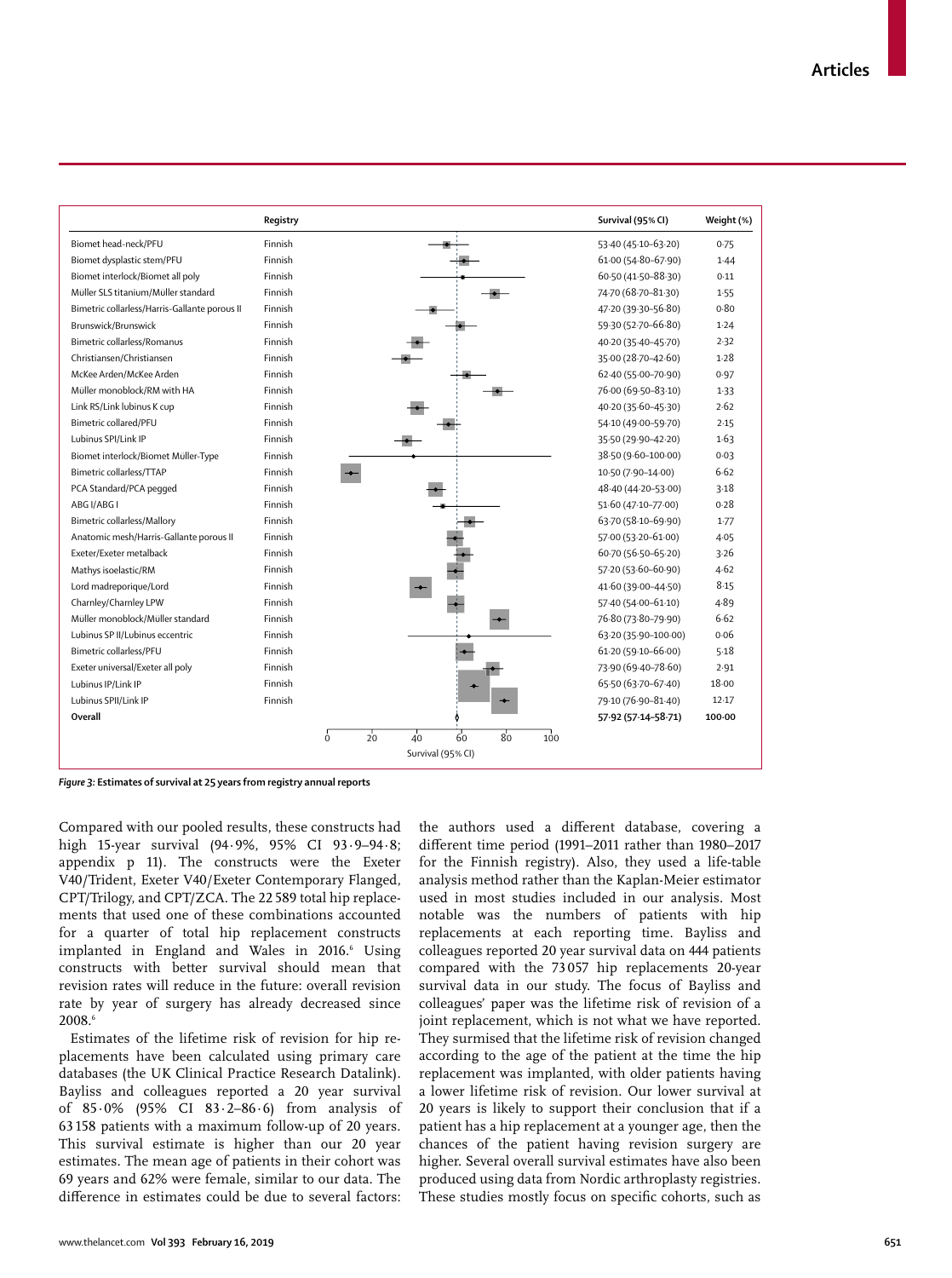| | Registry | Survival (95% CI) | Weight (%) |
|---|---|---|---|
| Biomet head-neck/PFU | Finnish | 53·40 (45·10–63·20) | 0·75 |
| Biomet dysplastic stem/PFU | Finnish | 61·00 (54·80–67·90) | 1·44 |
| Biomet interlock/Biomet all poly | Finnish | 60·50 (41·50–88·30) | 0·11 |
| Müller SLS titanium/Müller standard | Finnish | 74·70 (68·70–81·30) | 1·55 |
| Bimetric collarless/Harris-Gallante porous II | Finnish | 47·20 (39·30–56·80) | 0·80 |
| Brunswick/Brunswick | Finnish | 59·30 (52·70–66·80) | 1·24 |
| Bimetric collarless/Romanus | Finnish | 40·20 (35·40–45·70) | 2·32 |
| Christiansen/Christiansen | Finnish | 35·00 (28·70–42·60) | 1·28 |
| McKee Arden/McKee Arden | Finnish | 62·40 (55·00–70·90) | 0·97 |
| Müller monoblock/RM with HA | Finnish | 76·00 (69·50–83·10) | 1·33 |
| Link RS/Link lubinus K cup | Finnish | 40·20 (35·60–45·30) | 2·62 |
| Bimetric collared/PFU | Finnish | 54·10 (49·00–59·70) | 2·15 |
| Lubinus SPI/Link IP | Finnish | 35·50 (29·90–42·20) | 1·63 |
| Biomet interlock/Biomet Müller-Type | Finnish | 38·50 (9·60–100·00) | 0·03 |
| Bimetric collarless/TTAP | Finnish | 10·50 (7·90–14·00) | 6·62 |
| PCA Standard/PCA pegged | Finnish | 48·40 (44·20–53·00) | 3·18 |
| ABG I/ABG I | Finnish | 51·60 (47·10–77·00) | 0·28 |
| Bimetric collarless/Mallory | Finnish | 63·70 (58·10–69·90) | 1·77 |
| Anatomic mesh/Harris-Gallante porous II | Finnish | 57·00 (53·20–61·00) | 4·05 |
| Exeter/Exeter metalback | Finnish | 60·70 (56·50–65·20) | 3·26 |
| Mathys isoelastic/RM | Finnish | 57·20 (53·60–60·90) | 4·62 |
| Lord madreporique/Lord | Finnish | 41·60 (39·00–44·50) | 8·15 |
| Charnley/Charnley LPW | Finnish | 57·40 (54·00–61·10) | 4·89 |
| Müller monoblock/Müller standard | Finnish | 76·80 (73·80–79·90) | 6·62 |
| Lubinus SP II/Lubinus eccentric | Finnish | 63·20 (35·90–100·00) | 0·06 |
| Bimetric collarless/PFU | Finnish | 61·20 (59·10–66·00) | 5·18 |
| Exeter universal/Exeter all poly | Finnish | 73·90 (69·40–78·60) | 2·91 |
| Lubinus IP/Link IP | Finnish | 65·50 (63·70–67·40) | 18·00 |
| Lubinus SPII/Link IP | Finnish | 79·10 (76·90–81·40) | 12·17 |
| **Overall** | | **57·92 (57·14–58·71)** | **100·00** |

*Figure 3:* **Estimates of survival at 25 years from registry annual reports**

Compared with our pooled results, these constructs had high 15-year survival (94·9%, 95% CI 93·9–94·8; appendix p 11). The constructs were the Exeter V40/Trident, Exeter V40/Exeter Contemporary Flanged, CPT/Trilogy, and CPT/ZCA. The 22 589 total hip replacements that used one of these combinations accounted for a quarter of total hip replacement constructs implanted in England and Wales in 2016.[6] Using constructs with better survival should mean that revision rates will reduce in the future: overall revision rate by year of surgery has already decreased since 2008.[6]

Estimates of the lifetime risk of revision for hip replacements have been calculated using primary care databases (the UK Clinical Practice Research Datalink). Bayliss and colleagues reported a 20 year survival of 85·0% (95% CI 83·2–86·6) from analysis of 63 158 patients with a maximum follow-up of 20 years. This survival estimate is higher than our 20 year estimates. The mean age of patients in their cohort was 69 years and 62% were female, similar to our data. The difference in estimates could be due to several factors: the authors used a different database, covering a different time period (1991–2011 rather than 1980–2017 for the Finnish registry). Also, they used a life-table analysis method rather than the Kaplan-Meier estimator used in most studies included in our analysis. Most notable was the numbers of patients with hip replacements at each reporting time. Bayliss and colleagues reported 20 year survival data on 444 patients compared with the 73 057 hip replacements 20-year survival data in our study. The focus of Bayliss and colleagues' paper was the lifetime risk of revision of a joint replacement, which is not what we have reported. They surmised that the lifetime risk of revision changed according to the age of the patient at the time the hip replacement was implanted, with older patients having a lower lifetime risk of revision. Our lower survival at 20 years is likely to support their conclusion that if a patient has a hip replacement at a younger age, then the chances of the patient having revision surgery are higher. Several overall survival estimates have also been produced using data from Nordic arthroplasty registries. These studies mostly focus on specific cohorts, such as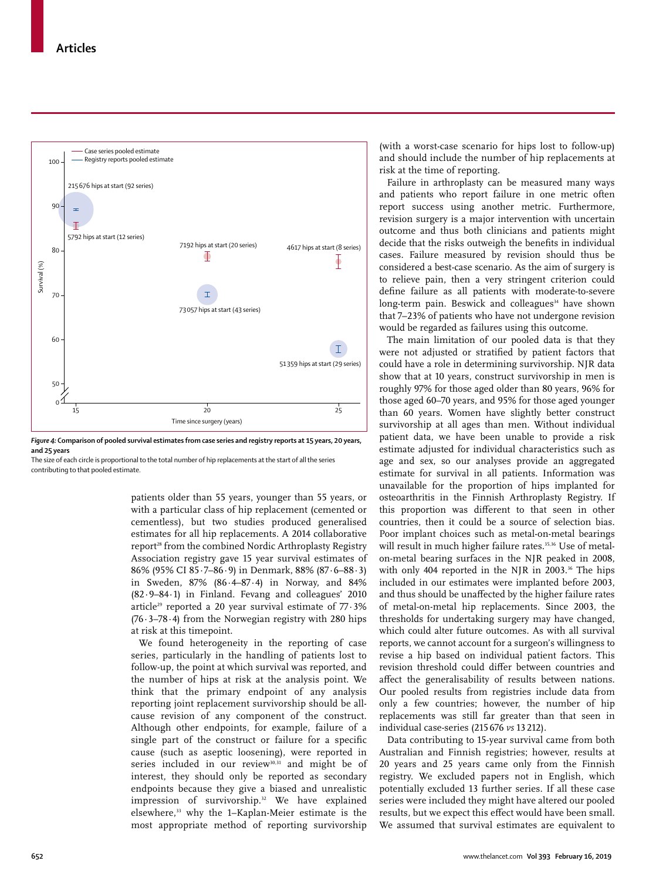*Figure 4:* **Comparison of pooled survival estimates from case series and registry reports at 15 years, 20 years, and 25 years**

The size of each circle is proportional to the total number of hip replacements at the start of all the series contributing to that pooled estimate.

patients older than 55 years, younger than 55 years, or with a particular class of hip replacement (cemented or cementless), but two studies produced generalised estimates for all hip replacements. A 2014 collaborative report[28] from the combined Nordic Arthroplasty Registry Association registry gave 15 year survival estimates of 86% (95% CI 85·7–86·9) in Denmark, 88% (87·6–88·3) in Sweden, 87% (86·4–87·4) in Norway, and 84% (82·9–84·1) in Finland. Fevang and colleagues' 2010 article[29] reported a 20 year survival estimate of 77·3% (76·3–78·4) from the Norwegian registry with 280 hips at risk at this timepoint.

We found heterogeneity in the reporting of case series, particularly in the handling of patients lost to follow-up, the point at which survival was reported, and the number of hips at risk at the analysis point. We think that the primary endpoint of any analysis reporting joint replacement survivorship should be all-cause revision of any component of the construct. Although other endpoints, for example, failure of a single part of the construct or failure for a specific cause (such as aseptic loosening), were reported in series included in our review[30,31] and might be of interest, they should only be reported as secondary endpoints because they give a biased and unrealistic impression of survivorship.[32] We have explained elsewhere,[33] why the 1–Kaplan-Meier estimate is the most appropriate method of reporting survivorship (with a worst-case scenario for hips lost to follow-up) and should include the number of hip replacements at risk at the time of reporting.

Failure in arthroplasty can be measured many ways and patients who report failure in one metric often report success using another metric. Furthermore, revision surgery is a major intervention with uncertain outcome and thus both clinicians and patients might decide that the risks outweigh the benefits in individual cases. Failure measured by revision should thus be considered a best-case scenario. As the aim of surgery is to relieve pain, then a very stringent criterion could define failure as all patients with moderate-to-severe long-term pain. Beswick and colleagues[34] have shown that 7–23% of patients who have not undergone revision would be regarded as failures using this outcome.

The main limitation of our pooled data is that they were not adjusted or stratified by patient factors that could have a role in determining survivorship. NJR data show that at 10 years, construct survivorship in men is roughly 97% for those aged older than 80 years, 96% for those aged 60–70 years, and 95% for those aged younger than 60 years. Women have slightly better construct survivorship at all ages than men. Without individual patient data, we have been unable to provide a risk estimate adjusted for individual characteristics such as age and sex, so our analyses provide an aggregated estimate for survival in all patients. Information was unavailable for the proportion of hips implanted for osteoarthritis in the Finnish Arthroplasty Registry. If this proportion was different to that seen in other countries, then it could be a source of selection bias. Poor implant choices such as metal-on-metal bearings will result in much higher failure rates.[35,36] Use of metal-on-metal bearing surfaces in the NJR peaked in 2008, with only 404 reported in the NJR in 2003.[36] The hips included in our estimates were implanted before 2003, and thus should be unaffected by the higher failure rates of metal-on-metal hip replacements. Since 2003, the thresholds for undertaking surgery may have changed, which could alter future outcomes. As with all survival reports, we cannot account for a surgeon's willingness to revise a hip based on individual patient factors. This revision threshold could differ between countries and affect the generalisability of results between nations. Our pooled results from registries include data from only a few countries; however, the number of hip replacements was still far greater than that seen in individual case-series (215 676 *vs* 13 212).

Data contributing to 15-year survival came from both Australian and Finnish registries; however, results at 20 years and 25 years came only from the Finnish registry. We excluded papers not in English, which potentially excluded 13 further series. If all these case series were included they might have altered our pooled results, but we expect this effect would have been small. We assumed that survival estimates are equivalent to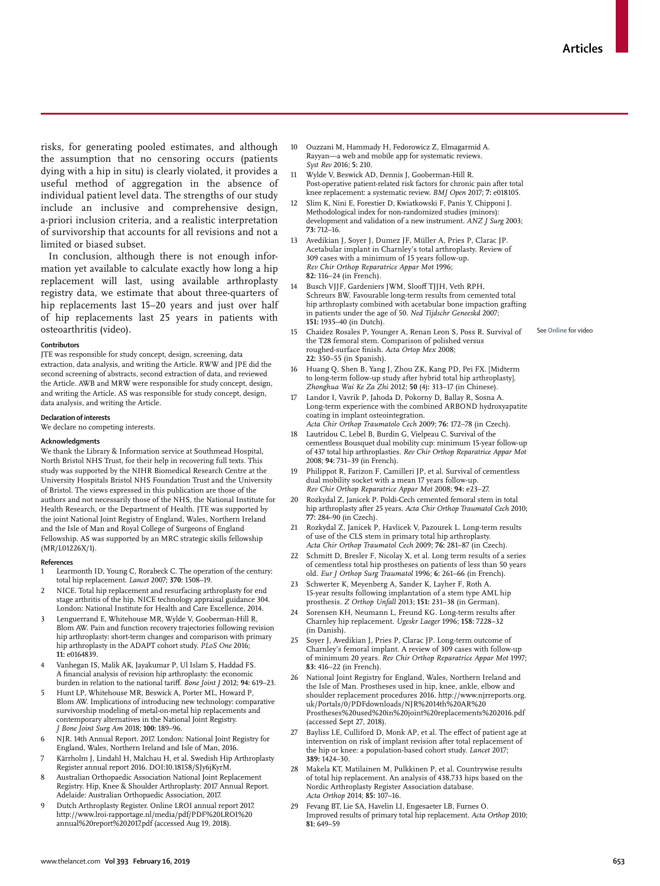risks, for generating pooled estimates, and although the assumption that no censoring occurs (patients dying with a hip in situ) is clearly violated, it provides a useful method of aggregation in the absence of individual patient level data. The strengths of our study include an inclusive and comprehensive design, a-priori inclusion criteria, and a realistic interpretation of survivorship that accounts for all revisions and not a limited or biased subset.

In conclusion, although there is not enough information yet available to calculate exactly how long a hip replacement will last, using available arthroplasty registry data, we estimate that about three-quarters of hip replacements last 15–20 years and just over half of hip replacements last 25 years in patients with osteoarthritis (video).

See Online for video

#### Contributors

JTE was responsible for study concept, design, screening, data extraction, data analysis, and writing the Article. RWW and JPE did the second screening of abstracts, second extraction of data, and reviewed the Article. AWB and MRW were responsible for study concept, design, and writing the Article. AS was responsible for study concept, design, data analysis, and writing the Article.

#### Declaration of interests

We declare no competing interests.

#### Acknowledgments

We thank the Library & Information service at Southmead Hospital, North Bristol NHS Trust, for their help in recovering full texts. This study was supported by the NIHR Biomedical Research Centre at the University Hospitals Bristol NHS Foundation Trust and the University of Bristol. The views expressed in this publication are those of the authors and not necessarily those of the NHS, the National Institute for Health Research, or the Department of Health. JTE was supported by the joint National Joint Registry of England, Wales, Northern Ireland and the Isle of Man and Royal College of Surgeons of England Fellowship. AS was supported by an MRC strategic skills fellowship (MR/L01226X/1).

#### References

1. Learmonth ID, Young C, Rorabeck C. The operation of the century: total hip replacement. *Lancet* 2007; **370:** 1508–19.
2. NICE. Total hip replacement and resurfacing arthroplasty for end stage arthritis of the hip. NICE technology appraisal guidance 304. London: National Institute for Health and Care Excellence, 2014.
3. Lenguerrand E, Whitehouse MR, Wylde V, Gooberman-Hill R, Blom AW. Pain and function recovery trajectories following revision hip arthroplasty: short-term changes and comparison with primary hip arthroplasty in the ADAPT cohort study. *PLoS One* 2016; **11:** e0164839.
4. Vanhegan IS, Malik AK, Jayakumar P, Ul Islam S, Haddad FS. A financial analysis of revision hip arthroplasty: the economic burden in relation to the national tariff. *Bone Joint J* 2012; **94:** 619–23.
5. Hunt LP, Whitehouse MR, Beswick A, Porter ML, Howard P, Blom AW. Implications of introducing new technology: comparative survivorship modeling of metal-on-metal hip replacements and contemporary alternatives in the National Joint Registry. *J Bone Joint Surg Am* 2018; **100:** 189–96.
6. NJR. 14th Annual Report. 2017. London: National Joint Registry for England, Wales, Northern Ireland and Isle of Man, 2016.
7. Kärrholm J, Lindahl H, Malchau H, et al. Swedish Hip Arthroplasty Register annual report 2016. DOI:10.18158/SJy6jKyrM.
8. Australian Orthopaedic Association National Joint Replacement Registry. Hip, Knee & Shoulder Arthroplasty: 2017 Annual Report. Adelaide: Australian Orthopaedic Association, 2017.
9. Dutch Arthroplasty Register. Online LROI annual report 2017. http://www.lroi-rapportage.nl/media/pdf/PDF%20LROI%20annual%20report%202017.pdf (accessed Aug 19, 2018).
10. Ouzzani M, Hammady H, Fedorowicz Z, Elmagarmid A. Rayyan—a web and mobile app for systematic reviews. *Syst Rev* 2016; **5:** 210.
11. Wylde V, Beswick AD, Dennis J, Gooberman-Hill R. Post-operative patient-related risk factors for chronic pain after total knee replacement: a systematic review. *BMJ Open* 2017; **7:** e018105.
12. Slim K, Nini E, Forestier D, Kwiatkowski F, Panis Y, Chipponi J. Methodological index for non-randomized studies (minors): development and validation of a new instrument. *ANZ J Surg* 2003; **73:** 712–16.
13. Avedikian J, Soyer J, Dumez JF, Müller A, Pries P, Clarac JP. Acetabular implant in Charnley's total arthroplasty. Review of 309 cases with a minimum of 15 years follow-up. *Rev Chir Orthop Reparatrice Appar Mot* 1996; **82:** 116–24 (in French).
14. Busch VJJF, Gardeniers JWM, Slooff TJJH, Veth RPH, Schreurs BW. Favourable long-term results from cemented total hip arthroplasty combined with acetabular bone impaction grafting in patients under the age of 50. *Ned Tijdschr Geneeskd* 2007; **151:** 1935–40 (in Dutch).
15. Chaidez Rosales P, Younger A, Renan Leon S, Poss R. Survival of the T28 femoral stem. Comparison of polished versus roughed-surface finish. *Acta Ortop Mex* 2008; **22:** 350–55 (in Spanish).
16. Huang Q, Shen B, Yang J, Zhou ZK, Kang PD, Pei FX. [Midterm to long-term follow-up study after hybrid total hip arthroplasty]. *Zhonghua Wai Ke Za Zhi* 2012; **50** (4)**:** 313–17 (in Chinese).
17. Landor I, Vavrik P, Jahoda D, Pokorny D, Ballay R, Sosna A. Long-term experience with the combined ARBOND hydroxyapatite coating in implant osteointegration. *Acta Chir Orthop Traumatolo Cech* 2009; **76:** 172–78 (in Czech).
18. Lautridou C, Lebel B, Burdin G, Vielpeau C. Survival of the cementless Bousquet dual mobility cup: minimum 15-year follow-up of 437 total hip arthroplasties. *Rev Chir Orthop Reparatrice Appar Mot* 2008; **94:** 731–39 (in French).
19. Philippot R, Farizon F, Camilleri JP, et al. Survival of cementless dual mobility socket with a mean 17 years follow-up. *Rev Chir Orthop Reparatrice Appar Mot* 2008; **94:** e23–27.
20. Rozkydal Z, Janicek P. Poldi-Cech cemented femoral stem in total hip arthroplasty after 25 years. *Acta Chir Orthop Traumatol Cech* 2010; **77:** 284–90 (in Czech).
21. Rozkydal Z, Janicek P, Havlicek V, Pazourek L. Long-term results of use of the CLS stem in primary total hip arthroplasty. *Acta Chir Orthop Traumatol Cech* 2009; **76:** 281–87 (in Czech).
22. Schmitt D, Bresler F, Nicolay X, et al. Long term results of a series of cementless total hip prostheses on patients of less than 50 years old. *Eur J Orthop Surg Traumatol* 1996; **6:** 261–66 (in French).
23. Schwerter K, Meyenberg A, Sander K, Layher F, Roth A. 15-year results following implantation of a stem type AML hip prosthesis. *Z Orthop Unfall* 2013; **151:** 231–38 (in German).
24. Sorensen KH, Neumann L, Freund KG. Long-term results after Charnley hip replacement. *Ugeskr Laeger* 1996; **158:** 7228–32 (in Danish).
25. Soyer J, Avedikian J, Pries P, Clarac JP. Long-term outcome of Charnley's femoral implant. A review of 309 cases with follow-up of minimum 20 years. *Rev Chir Orthop Reparatrice Appar Mot* 1997; **83:** 416–22 (in French).
26. National Joint Registry for England, Wales, Northern Ireland and the Isle of Man. Prostheses used in hip, knee, ankle, elbow and shoulder replacement procedures 2016. http://www.njrreports.org.uk/Portals/0/PDFdownloads/NJR%2014th%20AR%20Prostheses%20used%20in%20joint%20replacements%202016.pdf (accessed Sept 27, 2018).
27. Bayliss LE, Culliford D, Monk AP, et al. The effect of patient age at intervention on risk of implant revision after total replacement of the hip or knee: a population-based cohort study. *Lancet* 2017; **389:** 1424–30.
28. Makela KT, Matilainen M, Pulkkinen P, et al. Countrywise results of total hip replacement. An analysis of 438,733 hips based on the Nordic Arthroplasty Register Association database. *Acta Orthop* 2014; **85:** 107–16.
29. Fevang BT, Lie SA, Havelin LI, Engesaeter LB, Furnes O. Improved results of primary total hip replacement. *Acta Orthop* 2010; **81:** 649–59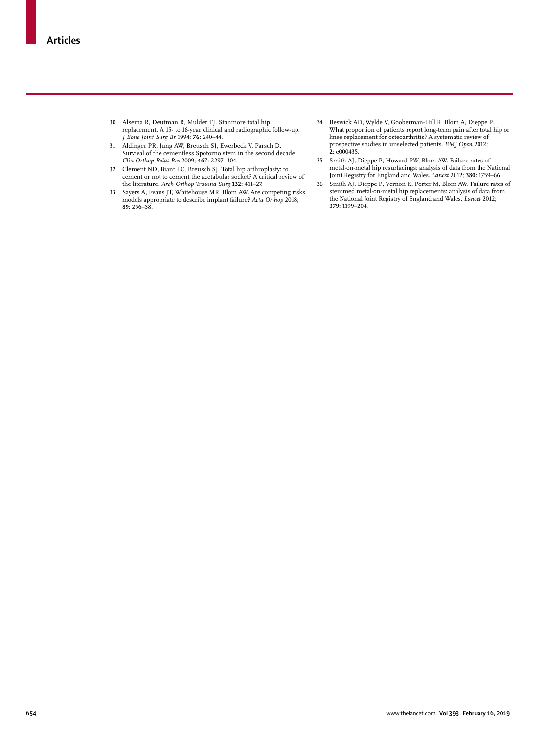30 Alsema R, Deutman R, Mulder TJ. Stanmore total hip replacement. A 15- to 16-year clinical and radiographic follow-up. *J Bone Joint Surg Br* 1994; **76:** 240–44.

31 Aldinger PR, Jung AW, Breusch SJ, Ewerbeck V, Parsch D. Survival of the cementless Spotorno stem in the second decade. *Clin Orthop Relat Res* 2009; **467:** 2297–304.

32 Clement ND, Biant LC, Breusch SJ. Total hip arthroplasty: to cement or not to cement the acetabular socket? A critical review of the literature. *Arch Orthop Trauma Surg* **132:** 411–27.

33 Sayers A, Evans JT, Whitehouse MR, Blom AW. Are competing risks models appropriate to describe implant failure? *Acta Orthop* 2018; **89:** 256–58.

34 Beswick AD, Wylde V, Gooberman-Hill R, Blom A, Dieppe P. What proportion of patients report long-term pain after total hip or knee replacement for osteoarthritis? A systematic review of prospective studies in unselected patients. *BMJ Open* 2012; **2:** e000435.

35 Smith AJ, Dieppe P, Howard PW, Blom AW. Failure rates of metal-on-metal hip resurfacings: analysis of data from the National Joint Registry for England and Wales. *Lancet* 2012; **380:** 1759–66.

36 Smith AJ, Dieppe P, Vernon K, Porter M, Blom AW. Failure rates of stemmed metal-on-metal hip replacements: analysis of data from the National Joint Registry of England and Wales. *Lancet* 2012; **379:** 1199–204.